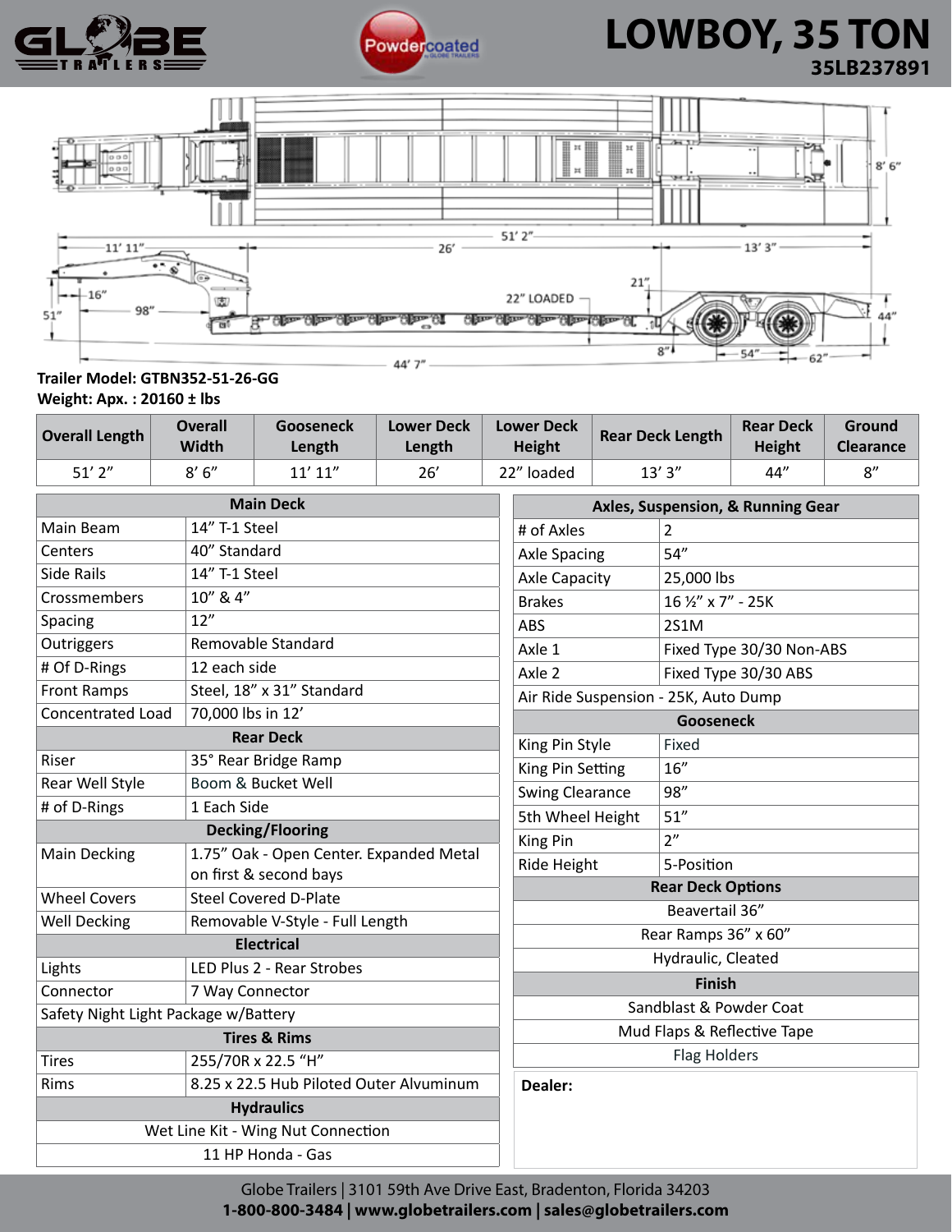# LOWBOY, 35 TON

**35LB237891**

**Trailer Model: GTBN352-51-26-GG**
**Weight: Apx. : 20160 ± lbs**

| Overall Length | Overall Width | Gooseneck Length | Lower Deck Length | Lower Deck Height | Rear Deck Length | Rear Deck Height | Ground Clearance |
|---|---|---|---|---|---|---|---|
| 51’ 2” | 8’ 6” | 11’ 11” | 26’ | 22” loaded | 13’ 3” | 44” | 8” |

| Main Deck | |
|---|---|
| Main Beam | 14” T-1 Steel |
| Centers | 40” Standard |
| Side Rails | 14” T-1 Steel |
| Crossmembers | 10” & 4” |
| Spacing | 12” |
| Outriggers | Removable Standard |
| # Of D-Rings | 12 each side |
| Front Ramps | Steel, 18” x 31” Standard |
| Concentrated Load | 70,000 lbs in 12’ |
| **Rear Deck** | |
| Riser | 35° Rear Bridge Ramp |
| Rear Well Style | Boom & Bucket Well |
| # of D-Rings | 1 Each Side |
| **Decking/Flooring** | |
| Main Decking | 1.75” Oak - Open Center. Expanded Metal on first & second bays |
| Wheel Covers | Steel Covered D-Plate |
| Well Decking | Removable V-Style - Full Length |
| **Electrical** | |
| Lights | LED Plus 2 - Rear Strobes |
| Connector | 7 Way Connector |
| Safety Night Light Package w/Battery | |
| **Tires & Rims** | |
| Tires | 255/70R x 22.5 “H” |
| Rims | 8.25 x 22.5 Hub Piloted Outer Alvuminum |
| **Hydraulics** | |
| Wet Line Kit - Wing Nut Connection | |
| 11 HP Honda - Gas | |

| Axles, Suspension, & Running Gear | |
|---|---|
| # of Axles | 2 |
| Axle Spacing | 54” |
| Axle Capacity | 25,000 lbs |
| Brakes | 16 ½” x 7” - 25K |
| ABS | 2S1M |
| Axle 1 | Fixed Type 30/30 Non-ABS |
| Axle 2 | Fixed Type 30/30 ABS |
| Air Ride Suspension - 25K, Auto Dump | |
| **Gooseneck** | |
| King Pin Style | Fixed |
| King Pin Setting | 16” |
| Swing Clearance | 98” |
| 5th Wheel Height | 51” |
| King Pin | 2” |
| Ride Height | 5-Position |
| **Rear Deck Options** | |
| Beavertail 36” | |
| Rear Ramps 36” x 60” | |
| Hydraulic, Cleated | |
| **Finish** | |
| Sandblast & Powder Coat | |
| Mud Flaps & Reflective Tape | |
| Flag Holders | |

**Dealer:**

Globe Trailers | 3101 59th Ave Drive East, Bradenton, Florida 34203
**1-800-800-3484 | www.globetrailers.com | sales@globetrailers.com**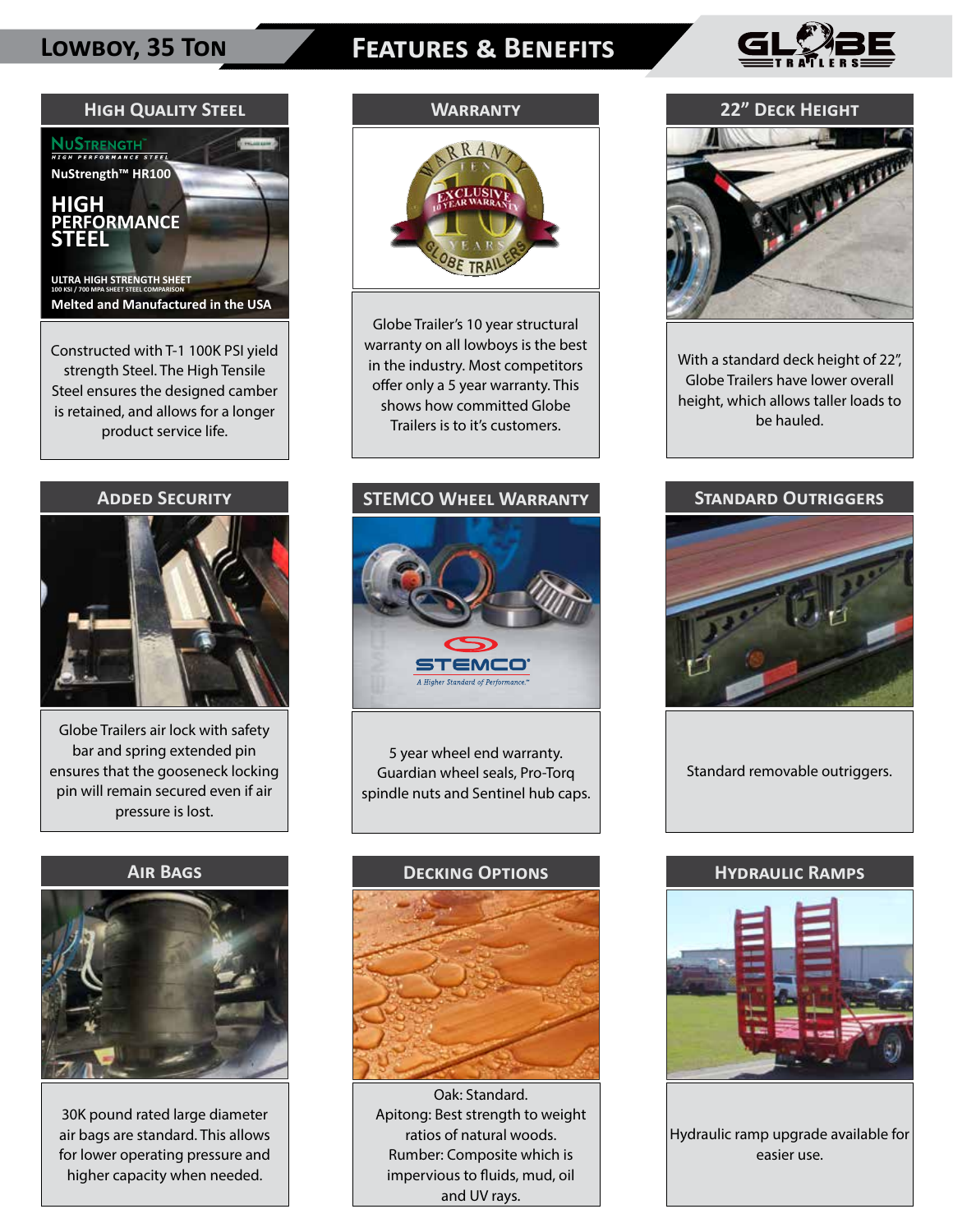# Lowboy, 35 Ton

# Features & Benefits

## High Quality Steel

Constructed with T-1 100K PSI yield strength Steel. The High Tensile Steel ensures the designed camber is retained, and allows for a longer product service life.

## Warranty

Globe Trailer's 10 year structural warranty on all lowboys is the best in the industry. Most competitors offer only a 5 year warranty. This shows how committed Globe Trailers is to it's customers.

## 22" Deck Height

With a standard deck height of 22", Globe Trailers have lower overall height, which allows taller loads to be hauled.

## Added Security

Globe Trailers air lock with safety bar and spring extended pin ensures that the gooseneck locking pin will remain secured even if air pressure is lost.

## STEMCO Wheel Warranty

5 year wheel end warranty. Guardian wheel seals, Pro-Torq spindle nuts and Sentinel hub caps.

## Standard Outriggers

Standard removable outriggers.

## Air Bags

30K pound rated large diameter air bags are standard. This allows for lower operating pressure and higher capacity when needed.

## Decking Options

Oak: Standard.
Apitong: Best strength to weight ratios of natural woods.
Rubber: Composite which is impervious to fluids, mud, oil and UV rays.

## Hydraulic Ramps

Hydraulic ramp upgrade available for easier use.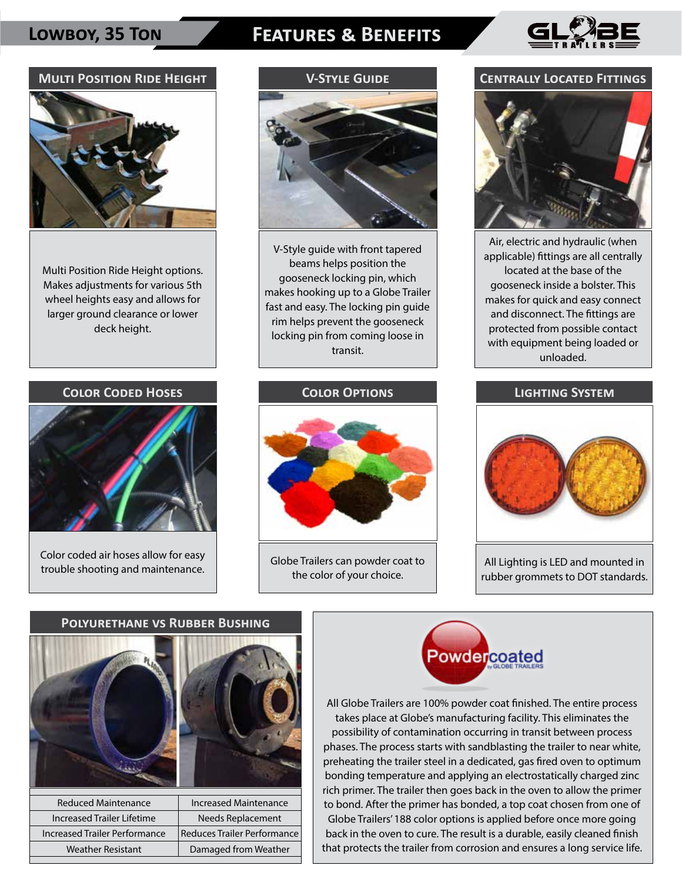# Lowboy, 35 Ton — Features & Benefits

## Multi Position Ride Height

Multi Position Ride Height options. Makes adjustments for various 5th wheel heights easy and allows for larger ground clearance or lower deck height.

## V-Style Guide

V-Style guide with front tapered beams helps position the gooseneck locking pin, which makes hooking up to a Globe Trailer fast and easy. The locking pin guide rim helps prevent the gooseneck locking pin from coming loose in transit.

## Centrally Located Fittings

Air, electric and hydraulic (when applicable) fittings are all centrally located at the base of the gooseneck inside a bolster. This makes for quick and easy connect and disconnect. The fittings are protected from possible contact with equipment being loaded or unloaded.

## Color Coded Hoses

Color coded air hoses allow for easy trouble shooting and maintenance.

## Color Options

Globe Trailers can powder coat to the color of your choice.

## Lighting System

All Lighting is LED and mounted in rubber grommets to DOT standards.

## Polyurethane vs Rubber Bushing

| | |
|---|---|
| Reduced Maintenance | Increased Maintenance |
| Increased Trailer Lifetime | Needs Replacement |
| Increased Trailer Performance | Reduces Trailer Performance |
| Weather Resistant | Damaged from Weather |

## Powdercoated by Globe Trailers

All Globe Trailers are 100% powder coat finished. The entire process takes place at Globe's manufacturing facility. This eliminates the possibility of contamination occurring in transit between process phases. The process starts with sandblasting the trailer to near white, preheating the trailer steel in a dedicated, gas fired oven to optimum bonding temperature and applying an electrostatically charged zinc rich primer. The trailer then goes back in the oven to allow the primer to bond. After the primer has bonded, a top coat chosen from one of Globe Trailers' 188 color options is applied before once more going back in the oven to cure. The result is a durable, easily cleaned finish that protects the trailer from corrosion and ensures a long service life.